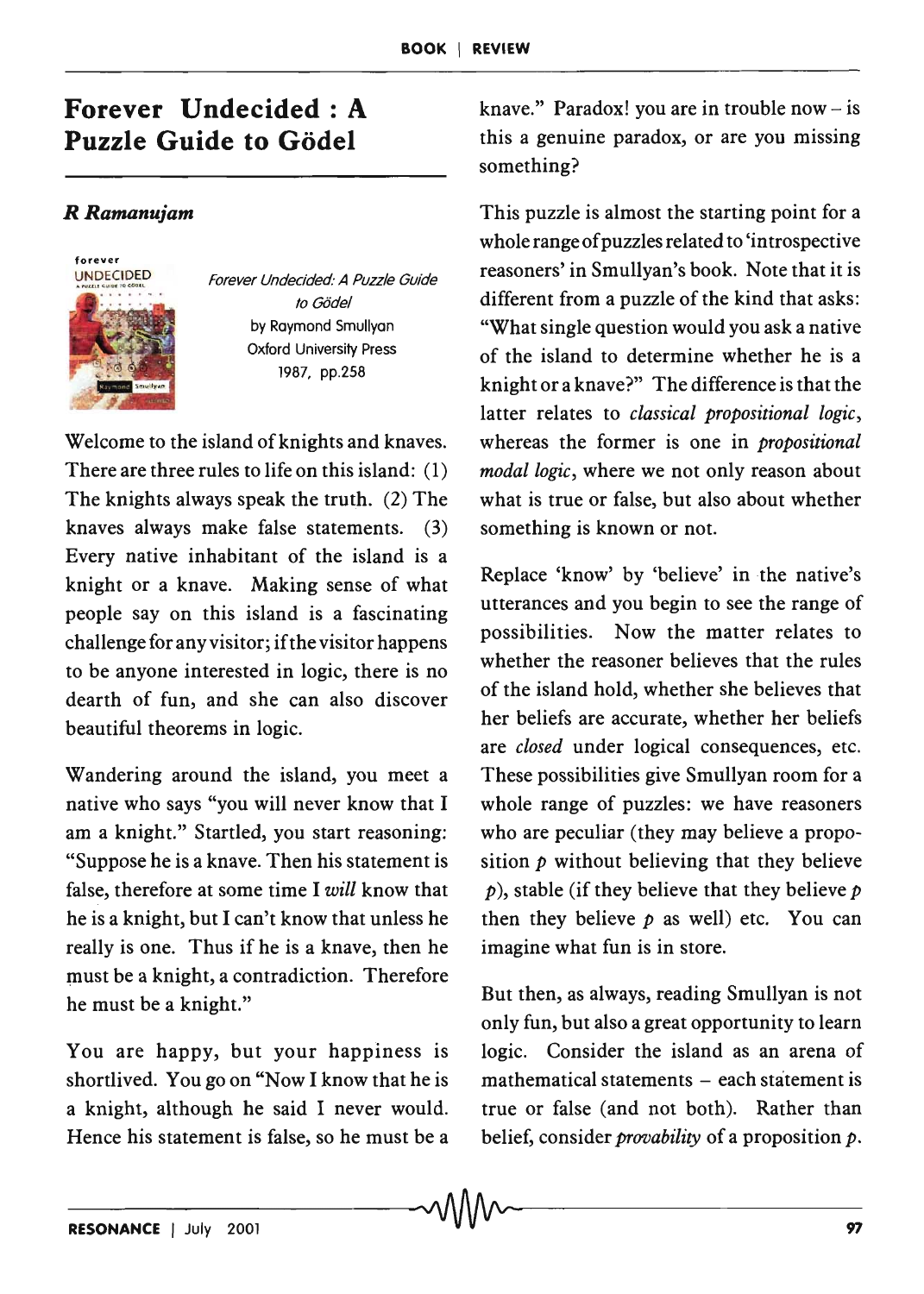# Forever Undecided : A Puzzle Guide to Gödel

***R Ramanujam***

*Forever Undecided: A Puzzle Guide to Gödel*
by Raymond Smullyan
Oxford University Press
1987, pp.258

Welcome to the island of knights and knaves. There are three rules to life on this island: (1) The knights always speak the truth. (2) The knaves always make false statements. (3) Every native inhabitant of the island is a knight or a knave. Making sense of what people say on this island is a fascinating challenge for any visitor; if the visitor happens to be anyone interested in logic, there is no dearth of fun, and she can also discover beautiful theorems in logic.

Wandering around the island, you meet a native who says "you will never know that I am a knight." Startled, you start reasoning: "Suppose he is a knave. Then his statement is false, therefore at some time I *will* know that he is a knight, but I can't know that unless he really is one. Thus if he is a knave, then he must be a knight, a contradiction. Therefore he must be a knight."

You are happy, but your happiness is shortlived. You go on "Now I know that he is a knight, although he said I never would. Hence his statement is false, so he must be a knave." Paradox! you are in trouble now – is this a genuine paradox, or are you missing something?

This puzzle is almost the starting point for a whole range of puzzles related to 'introspective reasoners' in Smullyan's book. Note that it is different from a puzzle of the kind that asks: "What single question would you ask a native of the island to determine whether he is a knight or a knave?" The difference is that the latter relates to *classical propositional logic*, whereas the former is one in *propositional modal logic*, where we not only reason about what is true or false, but also about whether something is known or not.

Replace 'know' by 'believe' in the native's utterances and you begin to see the range of possibilities. Now the matter relates to whether the reasoner believes that the rules of the island hold, whether she believes that her beliefs are accurate, whether her beliefs are *closed* under logical consequences, etc. These possibilities give Smullyan room for a whole range of puzzles: we have reasoners who are peculiar (they may believe a proposition $p$ without believing that they believe $p$), stable (if they believe that they believe $p$ then they believe $p$ as well) etc. You can imagine what fun is in store.

But then, as always, reading Smullyan is not only fun, but also a great opportunity to learn logic. Consider the island as an arena of mathematical statements – each statement is true or false (and not both). Rather than belief, consider *provability* of a proposition $p$.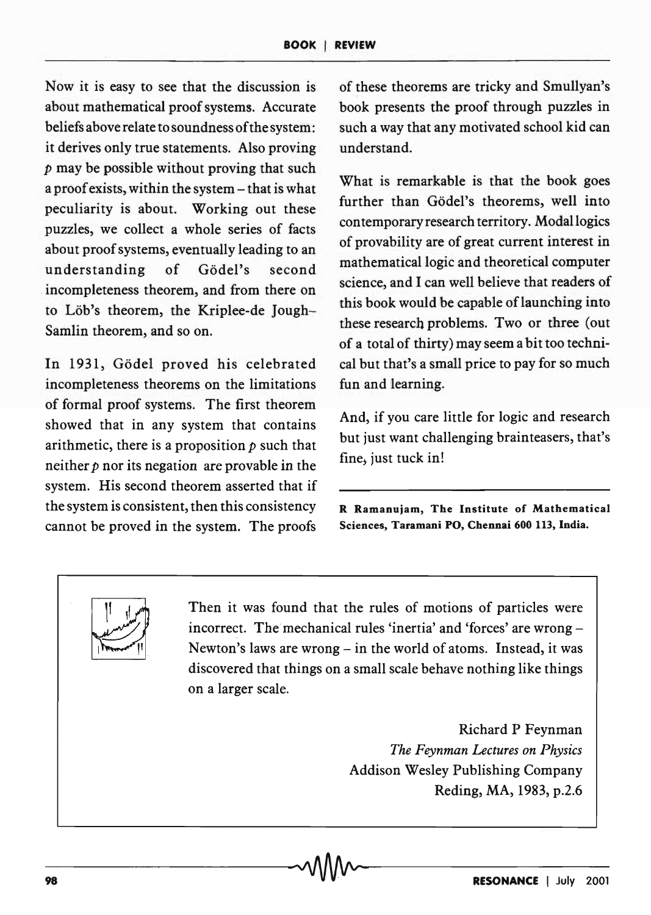Now it is easy to see that the discussion is about mathematical proof systems. Accurate beliefs above relate to soundness of the system: it derives only true statements. Also proving $p$ may be possible without proving that such a proof exists, within the system – that is what peculiarity is about. Working out these puzzles, we collect a whole series of facts about proof systems, eventually leading to an understanding of Gödel's second incompleteness theorem, and from there on to Löb's theorem, the Kriplee-de Jough–Samlin theorem, and so on.

In 1931, Gödel proved his celebrated incompleteness theorems on the limitations of formal proof systems. The first theorem showed that in any system that contains arithmetic, there is a proposition $p$ such that neither $p$ nor its negation are provable in the system. His second theorem asserted that if the system is consistent, then this consistency cannot be proved in the system. The proofs of these theorems are tricky and Smullyan's book presents the proof through puzzles in such a way that any motivated school kid can understand.

What is remarkable is that the book goes further than Gödel's theorems, well into contemporary research territory. Modal logics of provability are of great current interest in mathematical logic and theoretical computer science, and I can well believe that readers of this book would be capable of launching into these research problems. Two or three (out of a total of thirty) may seem a bit too technical but that's a small price to pay for so much fun and learning.

And, if you care little for logic and research but just want challenging brainteasers, that's fine, just tuck in!

**R Ramanujam, The Institute of Mathematical Sciences, Taramani PO, Chennai 600 113, India.**

---

> Then it was found that the rules of motions of particles were incorrect. The mechanical rules 'inertia' and 'forces' are wrong – Newton's laws are wrong – in the world of atoms. Instead, it was discovered that things on a small scale behave nothing like things on a larger scale.
>
> Richard P Feynman
> *The Feynman Lectures on Physics*
> Addison Wesley Publishing Company
> Reding, MA, 1983, p.2.6